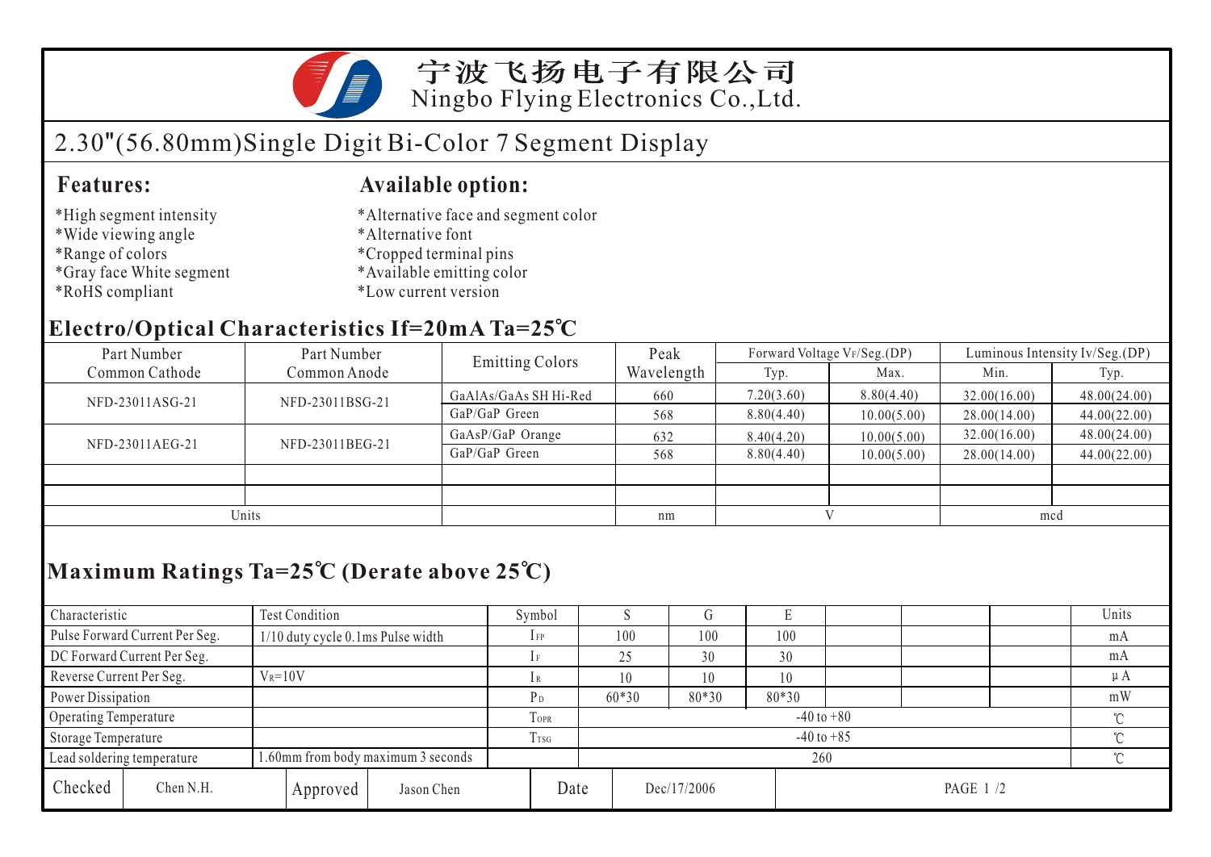宁波飞扬电子有限公司
Ningbo Flying Electronics Co.,Ltd.

# 2.30"(56.80mm)Single Digit Bi-Color 7 Segment Display

## Features:

*High segment intensity
*Wide viewing angle
*Range of colors
*Gray face White segment
*RoHS compliant

## Available option:

*Alternative face and segment color
*Alternative font
*Cropped terminal pins
*Available emitting color
*Low current version

## Electro/Optical Characteristics If=20mA Ta=25℃

| Part Number Common Cathode | Part Number Common Anode | Emitting Colors | Peak Wavelength | Forward Voltage VF/Seg.(DP) | | Luminous Intensity Iv/Seg.(DP) | |
|---|---|---|---|---|---|---|---|
| | | | | Typ. | Max. | Min. | Typ. |
| NFD-23011ASG-21 | NFD-23011BSG-21 | GaAlAs/GaAs SH Hi-Red | 660 | 7.20(3.60) | 8.80(4.40) | 32.00(16.00) | 48.00(24.00) |
| | | GaP/GaP Green | 568 | 8.80(4.40) | 10.00(5.00) | 28.00(14.00) | 44.00(22.00) |
| NFD-23011AEG-21 | NFD-23011BEG-21 | GaAsP/GaP Orange | 632 | 8.40(4.20) | 10.00(5.00) | 32.00(16.00) | 48.00(24.00) |
| | | GaP/GaP Green | 568 | 8.80(4.40) | 10.00(5.00) | 28.00(14.00) | 44.00(22.00) |
| | | | | | | | |
| | | | | | | | |
| Units | | | nm | V | | mcd | |

## Maximum Ratings Ta=25℃ (Derate above 25℃)

| Characteristic | Test Condition | Symbol | S | G | E | | | | Units |
|---|---|---|---|---|---|---|---|---|---|
| Pulse Forward Current Per Seg. | 1/10 duty cycle 0.1ms Pulse width | $I_{FP}$ | 100 | 100 | 100 | | | | mA |
| DC Forward Current Per Seg. | | $I_F$ | 25 | 30 | 30 | | | | mA |
| Reverse Current Per Seg. | $V_R$=10V | $I_R$ | 10 | 10 | 10 | | | | μA |
| Power Dissipation | | $P_D$ | 60*30 | 80*30 | 80*30 | | | | mW |
| Operating Temperature | | $T_{OPR}$ | -40 to +80 | | | | | | ℃ |
| Storage Temperature | | $T_{TSG}$ | -40 to +85 | | | | | | ℃ |
| Lead soldering temperature | 1.60mm from body maximum 3 seconds | | 260 | | | | | | ℃ |

| Checked | Chen N.H. | Approved | Jason Chen | Date | Dec/17/2006 |
|---|---|---|---|---|---|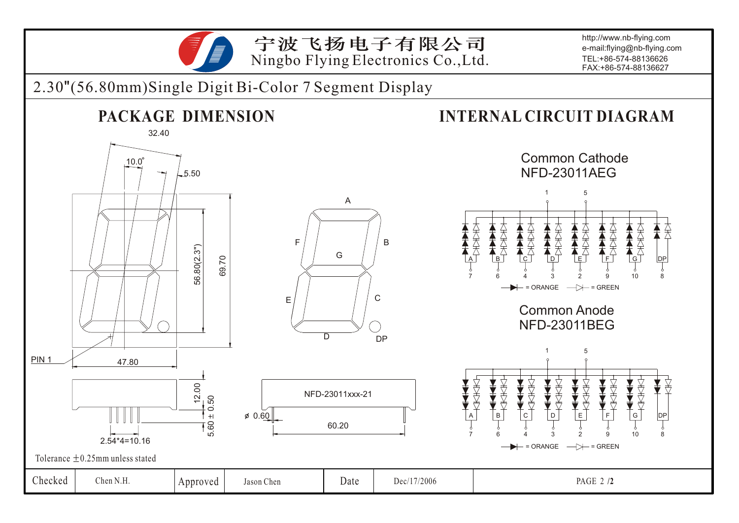宁波飞扬电子有限公司
Ningbo Flying Electronics Co.,Ltd.

http://www.nb-flying.com
e-mail:flying@nb-flying.com
TEL:+86-574-88136626
FAX:+86-574-88136627

# 2.30"(56.80mm)Single Digit Bi-Color 7 Segment Display

## PACKAGE DIMENSION

32.40
10.0°
5.50
56.80(2.3")
69.70
PIN 1
47.80
12.00
0.50
5.60 ± 0.50
2.54*4=10.16
A
B
C
D
E
F
G
DP
NFD-23011xxx-21
ø 0.60
60.20

## INTERNAL CIRCUIT DIAGRAM

Common Cathode
NFD-23011AEG

1
5
A B C D E F G DP
7 6 4 3 2 9 10 8
= ORANGE = GREEN

Common Anode
NFD-23011BEG

1
5
A B C D E F G DP
7 6 4 3 2 9 10 8
= ORANGE = GREEN

Tolerance ±0.25mm unless stated

| Checked | Chen N.H. | Approved | Jason Chen | Date | Dec/17/2006 | PAGE 2 /2 |
|---|---|---|---|---|---|---|